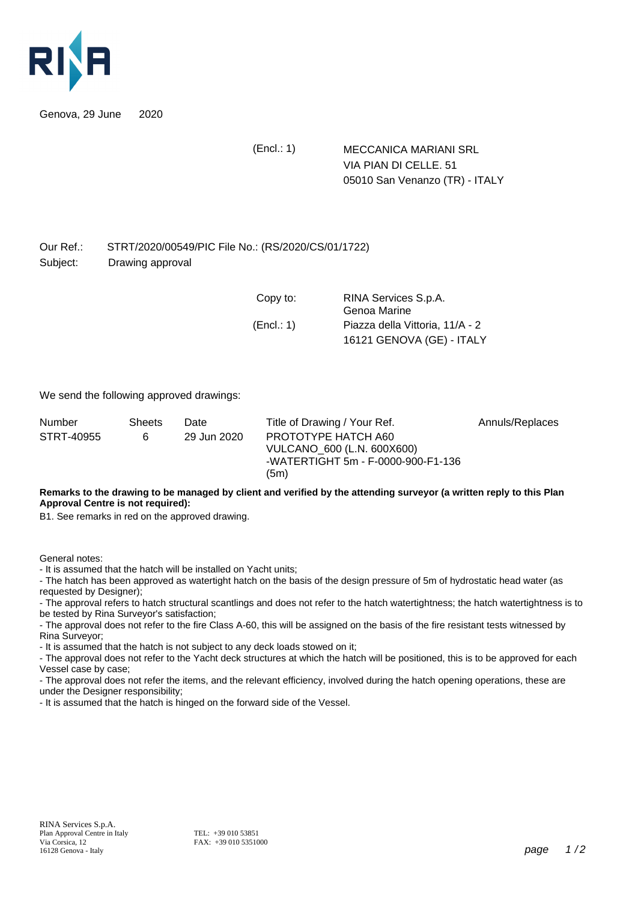RINA

Genova, 29 June 2020

(Encl.: 1)

MECCANICA MARIANI SRL
VIA PIAN DI CELLE. 51
05010 San Venanzo (TR) - ITALY

Our Ref.: STRT/2020/00549/PIC File No.: (RS/2020/CS/01/1722)
Subject: Drawing approval

Copy to: RINA Services S.p.A.
Genoa Marine
(Encl.: 1) Piazza della Vittoria, 11/A - 2
16121 GENOVA (GE) - ITALY

We send the following approved drawings:

| Number | Sheets | Date | Title of Drawing / Your Ref. | Annuls/Replaces |
|---|---|---|---|---|
| STRT-40955 | 6 | 29 Jun 2020 | PROTOTYPE HATCH A60 VULCANO_600 (L.N. 600X600) -WATERTIGHT 5m - F-0000-900-F1-136 (5m) | |

**Remarks to the drawing to be managed by client and verified by the attending surveyor (a written reply to this Plan Approval Centre is not required):**

B1. See remarks in red on the approved drawing.

General notes:

- It is assumed that the hatch will be installed on Yacht units;
- The hatch has been approved as watertight hatch on the basis of the design pressure of 5m of hydrostatic head water (as requested by Designer);
- The approval refers to hatch structural scantlings and does not refer to the hatch watertightness; the hatch watertightness is to be tested by Rina Surveyor's satisfaction;
- The approval does not refer to the fire Class A-60, this will be assigned on the basis of the fire resistant tests witnessed by Rina Surveyor;
- It is assumed that the hatch is not subject to any deck loads stowed on it;
- The approval does not refer to the Yacht deck structures at which the hatch will be positioned, this is to be approved for each Vessel case by case;
- The approval does not refer the items, and the relevant efficiency, involved during the hatch opening operations, these are under the Designer responsibility;
- It is assumed that the hatch is hinged on the forward side of the Vessel.

RINA Services S.p.A.
Plan Approval Centre in Italy
Via Corsica, 12
16128 Genova - Italy

TEL: +39 010 53851
FAX: +39 010 5351000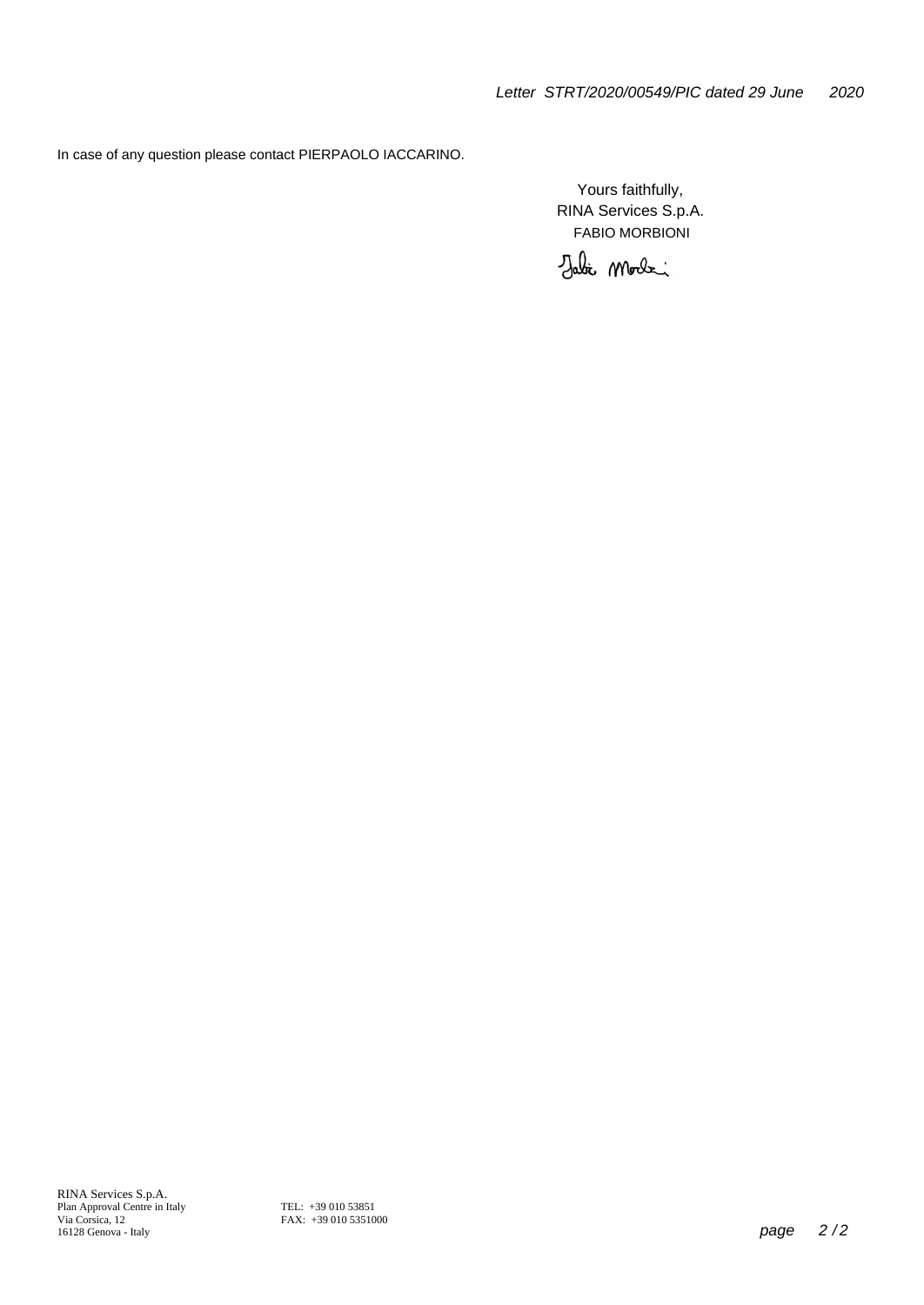In case of any question please contact PIERPAOLO IACCARINO.

Yours faithfully,
RINA Services S.p.A.
FABIO MORBIONI